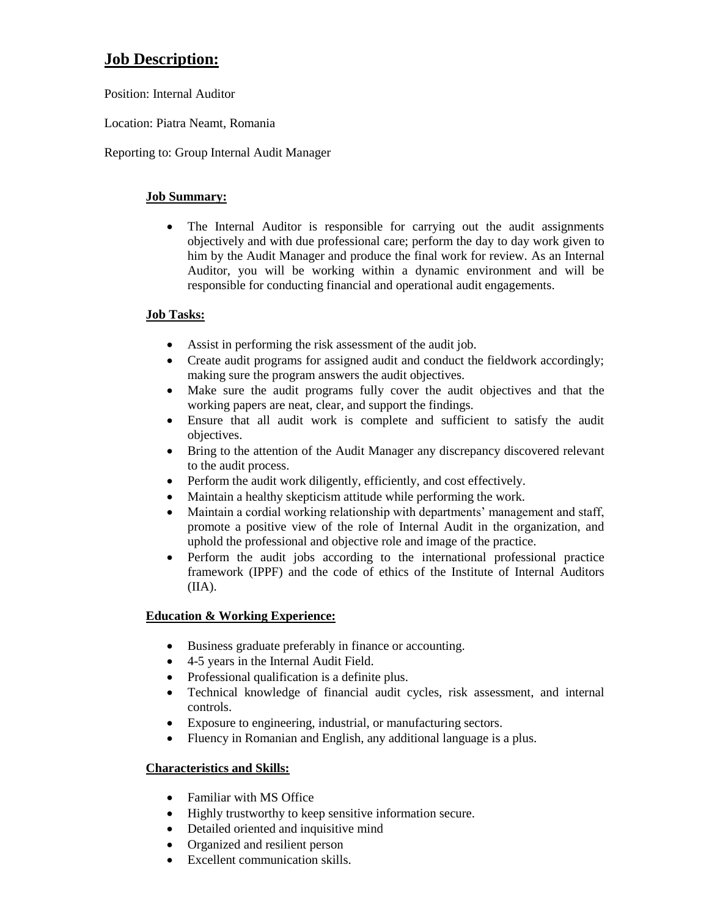# Job Description:

Position: Internal Auditor

Location: Piatra Neamt, Romania

Reporting to: Group Internal Audit Manager

## Job Summary:

- The Internal Auditor is responsible for carrying out the audit assignments objectively and with due professional care; perform the day to day work given to him by the Audit Manager and produce the final work for review. As an Internal Auditor, you will be working within a dynamic environment and will be responsible for conducting financial and operational audit engagements.

## Job Tasks:

- Assist in performing the risk assessment of the audit job.
- Create audit programs for assigned audit and conduct the fieldwork accordingly; making sure the program answers the audit objectives.
- Make sure the audit programs fully cover the audit objectives and that the working papers are neat, clear, and support the findings.
- Ensure that all audit work is complete and sufficient to satisfy the audit objectives.
- Bring to the attention of the Audit Manager any discrepancy discovered relevant to the audit process.
- Perform the audit work diligently, efficiently, and cost effectively.
- Maintain a healthy skepticism attitude while performing the work.
- Maintain a cordial working relationship with departments' management and staff, promote a positive view of the role of Internal Audit in the organization, and uphold the professional and objective role and image of the practice.
- Perform the audit jobs according to the international professional practice framework (IPPF) and the code of ethics of the Institute of Internal Auditors (IIA).

## Education & Working Experience:

- Business graduate preferably in finance or accounting.
- 4-5 years in the Internal Audit Field.
- Professional qualification is a definite plus.
- Technical knowledge of financial audit cycles, risk assessment, and internal controls.
- Exposure to engineering, industrial, or manufacturing sectors.
- Fluency in Romanian and English, any additional language is a plus.

## Characteristics and Skills:

- Familiar with MS Office
- Highly trustworthy to keep sensitive information secure.
- Detailed oriented and inquisitive mind
- Organized and resilient person
- Excellent communication skills.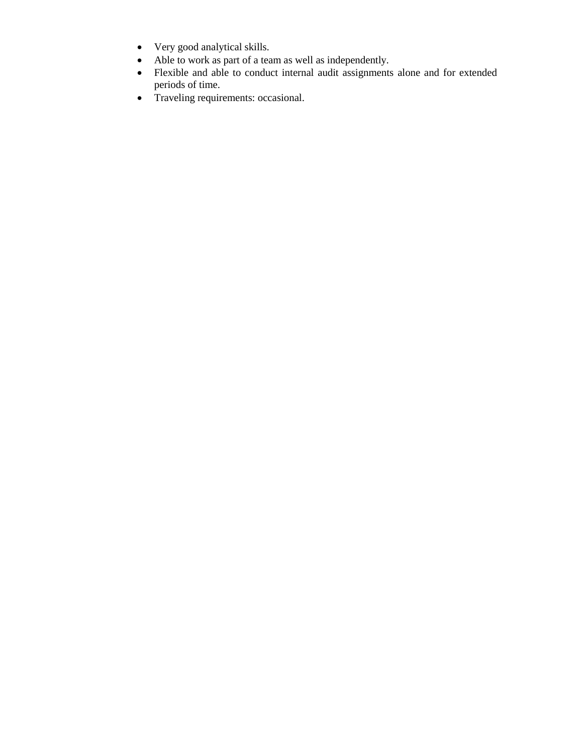- Very good analytical skills.
- Able to work as part of a team as well as independently.
- Flexible and able to conduct internal audit assignments alone and for extended periods of time.
- Traveling requirements: occasional.